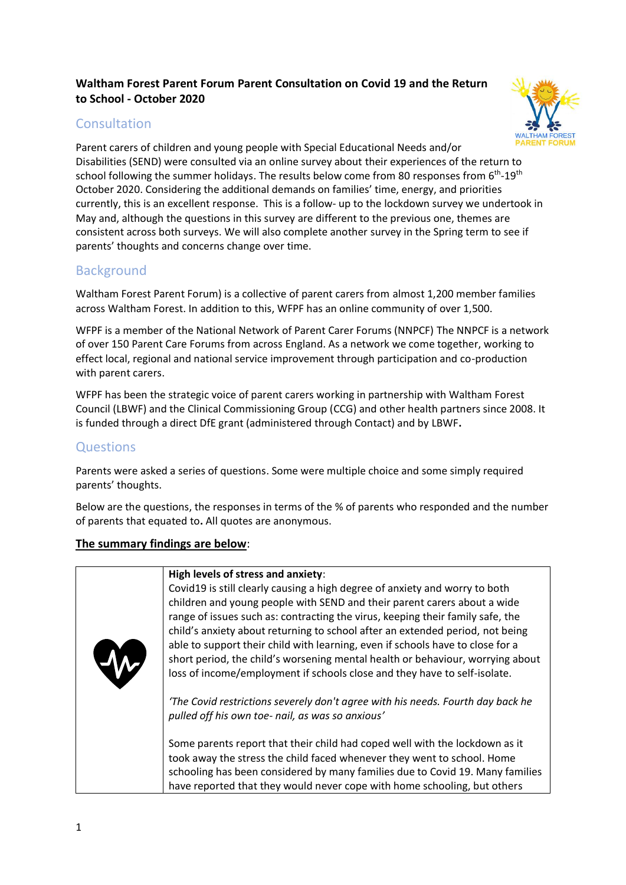**Waltham Forest Parent Forum Parent Consultation on Covid 19 and the Return to School - October 2020**

## Consultation

Parent carers of children and young people with Special Educational Needs and/or Disabilities (SEND) were consulted via an online survey about their experiences of the return to school following the summer holidays. The results below come from 80 responses from 6th-19th October 2020. Considering the additional demands on families' time, energy, and priorities currently, this is an excellent response. This is a follow- up to the lockdown survey we undertook in May and, although the questions in this survey are different to the previous one, themes are consistent across both surveys. We will also complete another survey in the Spring term to see if parents' thoughts and concerns change over time.

## Background

Waltham Forest Parent Forum) is a collective of parent carers from almost 1,200 member families across Waltham Forest. In addition to this, WFPF has an online community of over 1,500.

WFPF is a member of the National Network of Parent Carer Forums (NNPCF) The NNPCF is a network of over 150 Parent Care Forums from across England. As a network we come together, working to effect local, regional and national service improvement through participation and co-production with parent carers.

WFPF has been the strategic voice of parent carers working in partnership with Waltham Forest Council (LBWF) and the Clinical Commissioning Group (CCG) and other health partners since 2008. It is funded through a direct DfE grant (administered through Contact) and by LBWF**.**

## Questions

Parents were asked a series of questions. Some were multiple choice and some simply required parents' thoughts.

Below are the questions, the responses in terms of the % of parents who responded and the number of parents that equated to**.** All quotes are anonymous.

**The summary findings are below**:

| | |
|---|---|
| | **High levels of stress and anxiety**:<br>Covid19 is still clearly causing a high degree of anxiety and worry to both children and young people with SEND and their parent carers about a wide range of issues such as: contracting the virus, keeping their family safe, the child's anxiety about returning to school after an extended period, not being able to support their child with learning, even if schools have to close for a short period, the child's worsening mental health or behaviour, worrying about loss of income/employment if schools close and they have to self-isolate.<br><br>*'The Covid restrictions severely don't agree with his needs. Fourth day back he pulled off his own toe- nail, as was so anxious'*<br><br>Some parents report that their child had coped well with the lockdown as it took away the stress the child faced whenever they went to school. Home schooling has been considered by many families due to Covid 19. Many families have reported that they would never cope with home schooling, but others |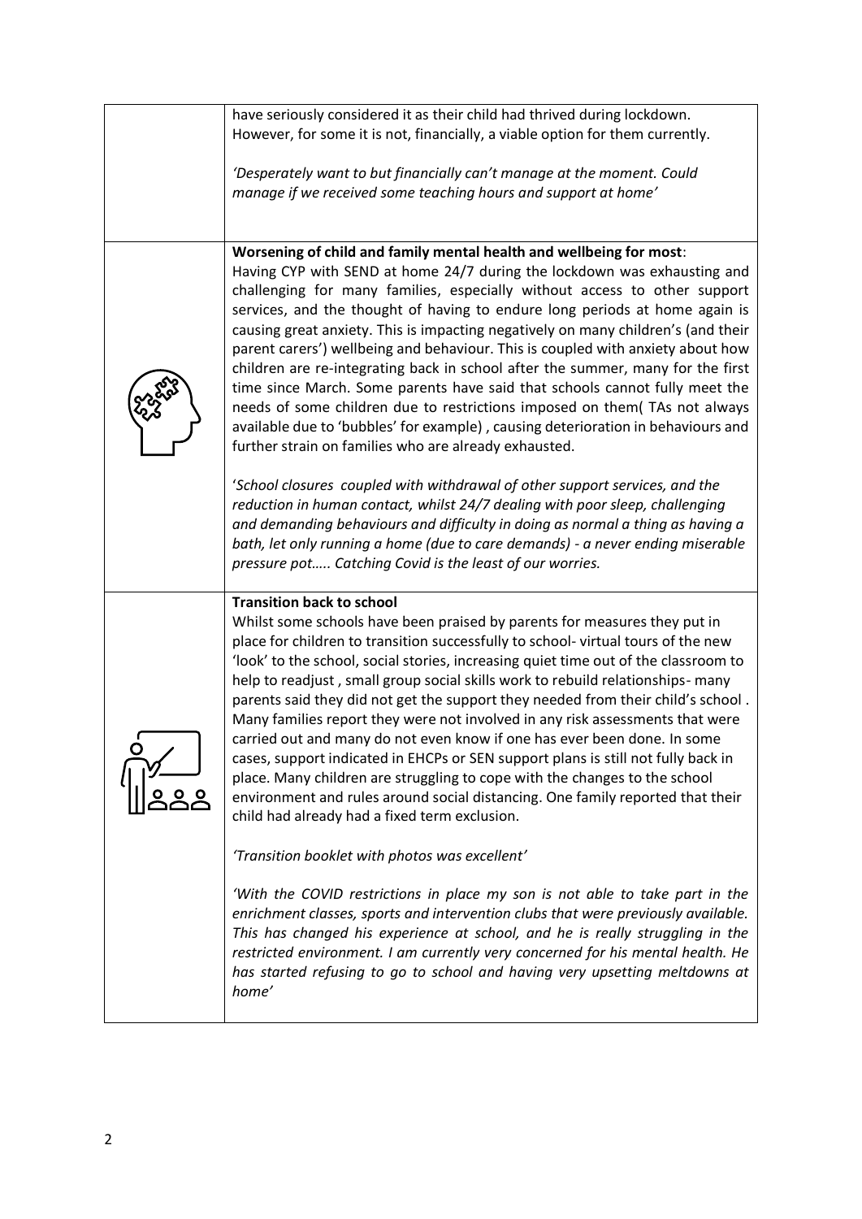| | |
|---|---|
| | have seriously considered it as their child had thrived during lockdown. However, for some it is not, financially, a viable option for them currently.<br><br>*'Desperately want to but financially can't manage at the moment. Could manage if we received some teaching hours and support at home'* |
| | **Worsening of child and family mental health and wellbeing for most**:<br>Having CYP with SEND at home 24/7 during the lockdown was exhausting and challenging for many families, especially without access to other support services, and the thought of having to endure long periods at home again is causing great anxiety. This is impacting negatively on many children's (and their parent carers') wellbeing and behaviour. This is coupled with anxiety about how children are re-integrating back in school after the summer, many for the first time since March. Some parents have said that schools cannot fully meet the needs of some children due to restrictions imposed on them( TAs not always available due to 'bubbles' for example) , causing deterioration in behaviours and further strain on families who are already exhausted.<br><br>'*School closures coupled with withdrawal of other support services, and the reduction in human contact, whilst 24/7 dealing with poor sleep, challenging and demanding behaviours and difficulty in doing as normal a thing as having a bath, let only running a home (due to care demands) - a never ending miserable pressure pot….. Catching Covid is the least of our worries.* |
| | **Transition back to school**<br>Whilst some schools have been praised by parents for measures they put in place for children to transition successfully to school- virtual tours of the new 'look' to the school, social stories, increasing quiet time out of the classroom to help to readjust , small group social skills work to rebuild relationships- many parents said they did not get the support they needed from their child's school . Many families report they were not involved in any risk assessments that were carried out and many do not even know if one has ever been done. In some cases, support indicated in EHCPs or SEN support plans is still not fully back in place. Many children are struggling to cope with the changes to the school environment and rules around social distancing. One family reported that their child had already had a fixed term exclusion.<br><br>*'Transition booklet with photos was excellent'*<br><br>*'With the COVID restrictions in place my son is not able to take part in the enrichment classes, sports and intervention clubs that were previously available. This has changed his experience at school, and he is really struggling in the restricted environment. I am currently very concerned for his mental health. He has started refusing to go to school and having very upsetting meltdowns at home'* |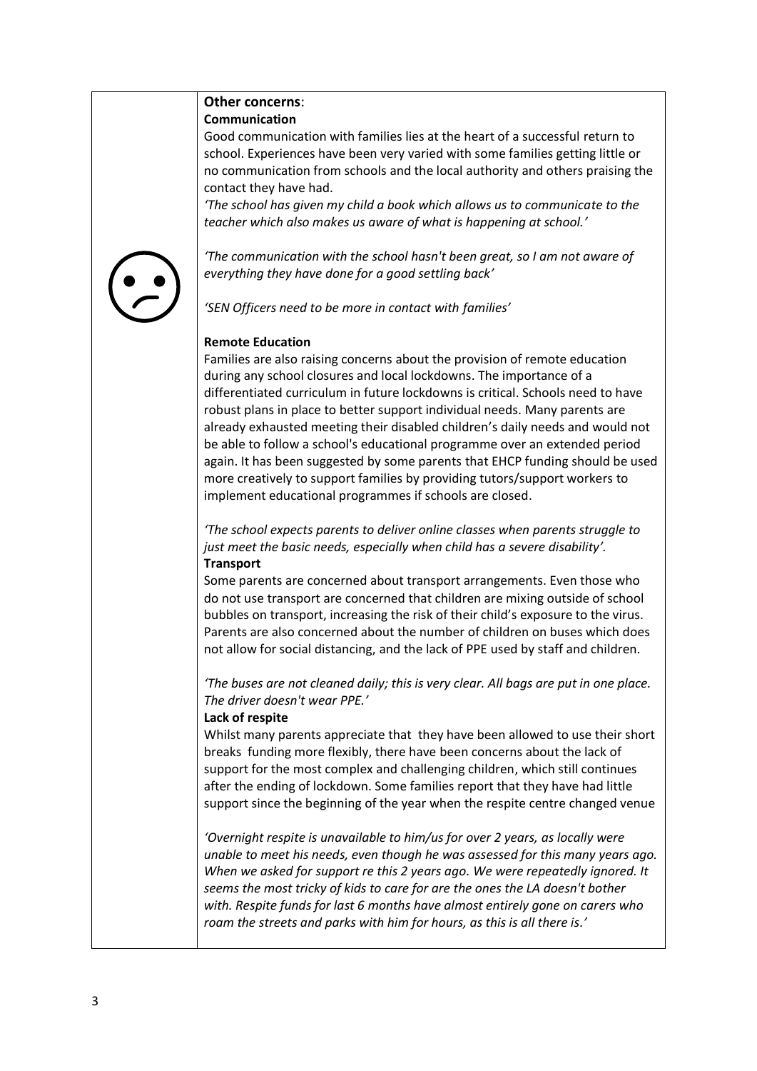**Other concerns**:

**Communication**

Good communication with families lies at the heart of a successful return to school. Experiences have been very varied with some families getting little or no communication from schools and the local authority and others praising the contact they have had.

*'The school has given my child a book which allows us to communicate to the teacher which also makes us aware of what is happening at school.'*

*'The communication with the school hasn't been great, so I am not aware of everything they have done for a good settling back'*

*'SEN Officers need to be more in contact with families'*

**Remote Education**

Families are also raising concerns about the provision of remote education during any school closures and local lockdowns. The importance of a differentiated curriculum in future lockdowns is critical. Schools need to have robust plans in place to better support individual needs. Many parents are already exhausted meeting their disabled children's daily needs and would not be able to follow a school's educational programme over an extended period again. It has been suggested by some parents that EHCP funding should be used more creatively to support families by providing tutors/support workers to implement educational programmes if schools are closed.

*'The school expects parents to deliver online classes when parents struggle to just meet the basic needs, especially when child has a severe disability'.*

**Transport**

Some parents are concerned about transport arrangements. Even those who do not use transport are concerned that children are mixing outside of school bubbles on transport, increasing the risk of their child's exposure to the virus. Parents are also concerned about the number of children on buses which does not allow for social distancing, and the lack of PPE used by staff and children.

*'The buses are not cleaned daily; this is very clear. All bags are put in one place. The driver doesn't wear PPE.'*

**Lack of respite**

Whilst many parents appreciate that they have been allowed to use their short breaks funding more flexibly, there have been concerns about the lack of support for the most complex and challenging children, which still continues after the ending of lockdown. Some families report that they have had little support since the beginning of the year when the respite centre changed venue

*'Overnight respite is unavailable to him/us for over 2 years, as locally were unable to meet his needs, even though he was assessed for this many years ago. When we asked for support re this 2 years ago. We were repeatedly ignored. It seems the most tricky of kids to care for are the ones the LA doesn't bother with. Respite funds for last 6 months have almost entirely gone on carers who roam the streets and parks with him for hours, as this is all there is.'*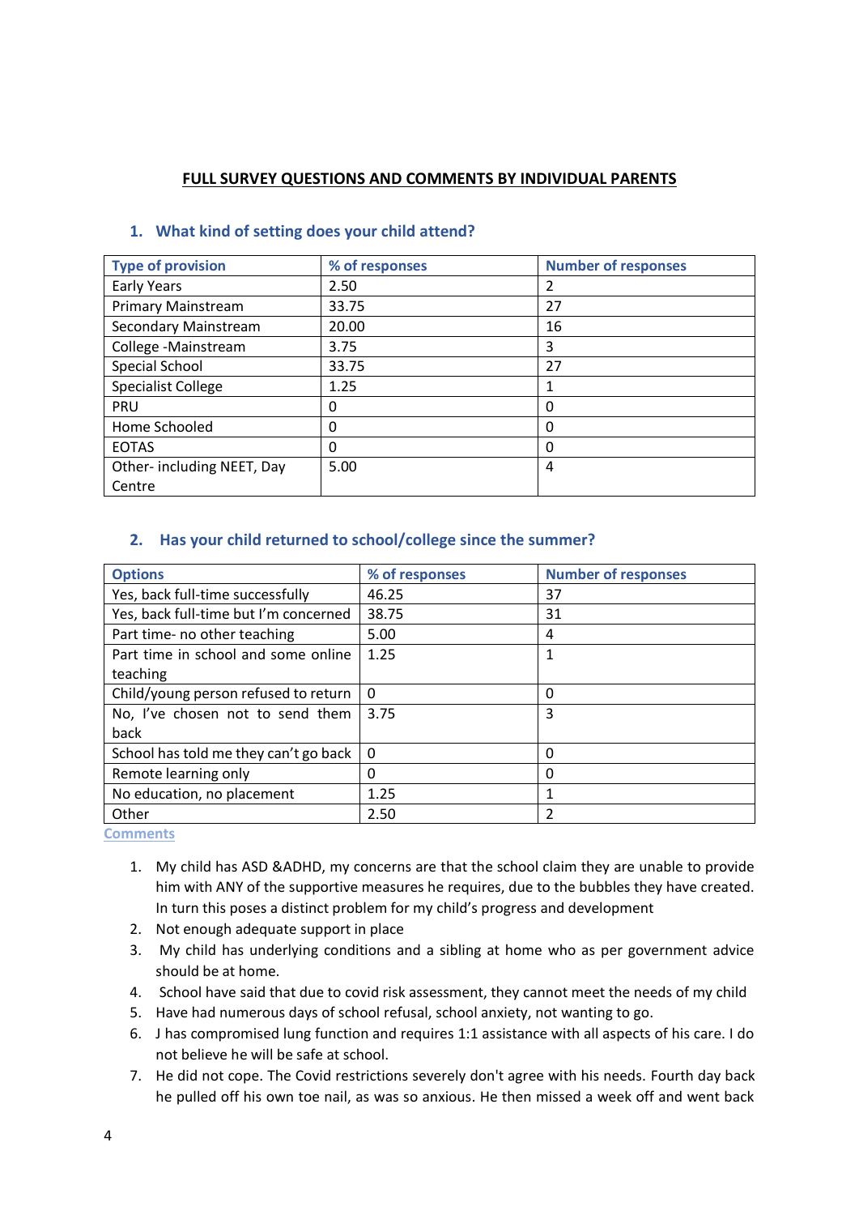## FULL SURVEY QUESTIONS AND COMMENTS BY INDIVIDUAL PARENTS

### 1. What kind of setting does your child attend?

| Type of provision | % of responses | Number of responses |
|---|---|---|
| Early Years | 2.50 | 2 |
| Primary Mainstream | 33.75 | 27 |
| Secondary Mainstream | 20.00 | 16 |
| College -Mainstream | 3.75 | 3 |
| Special School | 33.75 | 27 |
| Specialist College | 1.25 | 1 |
| PRU | 0 | 0 |
| Home Schooled | 0 | 0 |
| EOTAS | 0 | 0 |
| Other- including NEET, Day Centre | 5.00 | 4 |

### 2. Has your child returned to school/college since the summer?

| Options | % of responses | Number of responses |
|---|---|---|
| Yes, back full-time successfully | 46.25 | 37 |
| Yes, back full-time but I'm concerned | 38.75 | 31 |
| Part time- no other teaching | 5.00 | 4 |
| Part time in school and some online teaching | 1.25 | 1 |
| Child/young person refused to return | 0 | 0 |
| No, I've chosen not to send them back | 3.75 | 3 |
| School has told me they can't go back | 0 | 0 |
| Remote learning only | 0 | 0 |
| No education, no placement | 1.25 | 1 |
| Other | 2.50 | 2 |

Comments

1. My child has ASD &ADHD, my concerns are that the school claim they are unable to provide him with ANY of the supportive measures he requires, due to the bubbles they have created. In turn this poses a distinct problem for my child's progress and development
2. Not enough adequate support in place
3. My child has underlying conditions and a sibling at home who as per government advice should be at home.
4. School have said that due to covid risk assessment, they cannot meet the needs of my child
5. Have had numerous days of school refusal, school anxiety, not wanting to go.
6. J has compromised lung function and requires 1:1 assistance with all aspects of his care. I do not believe he will be safe at school.
7. He did not cope. The Covid restrictions severely don't agree with his needs. Fourth day back he pulled off his own toe nail, as was so anxious. He then missed a week off and went back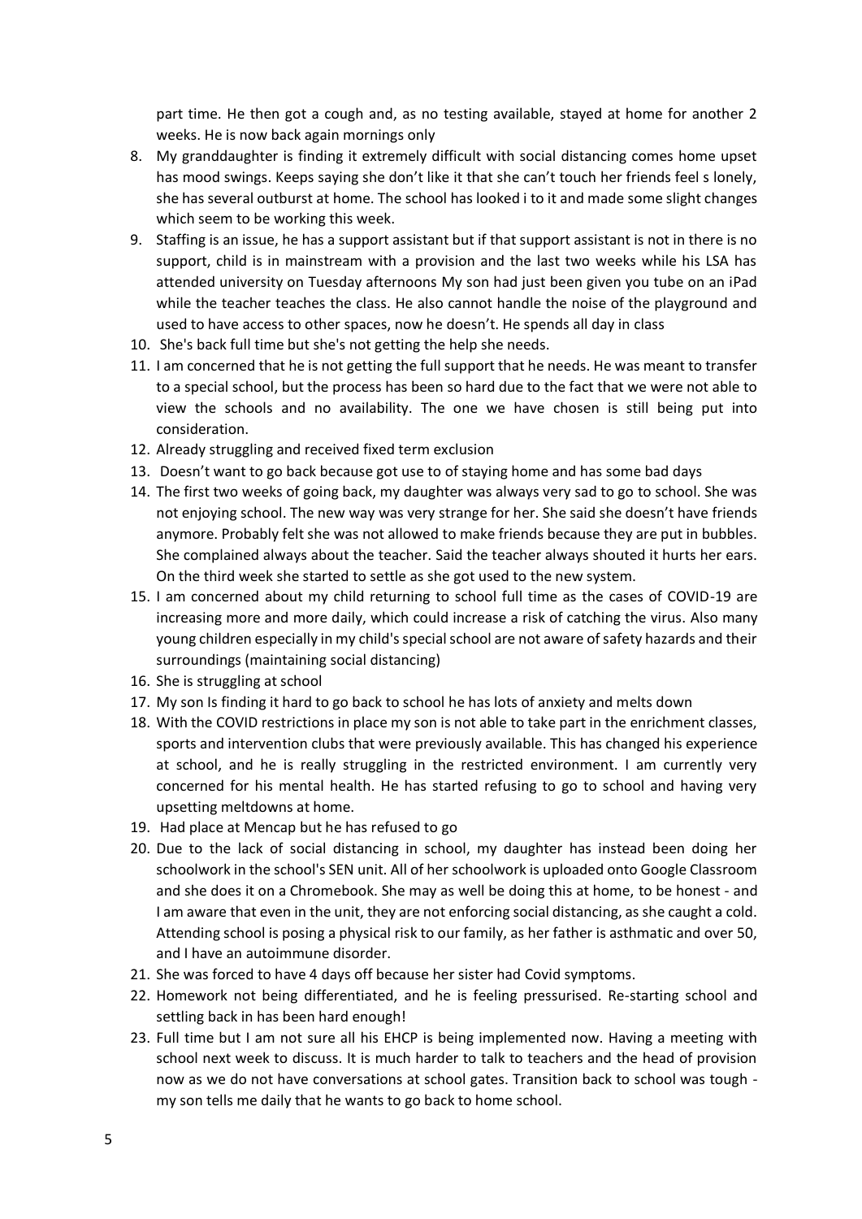part time. He then got a cough and, as no testing available, stayed at home for another 2 weeks. He is now back again mornings only

8. My granddaughter is finding it extremely difficult with social distancing comes home upset has mood swings. Keeps saying she don't like it that she can't touch her friends feel s lonely, she has several outburst at home. The school has looked i to it and made some slight changes which seem to be working this week.
9. Staffing is an issue, he has a support assistant but if that support assistant is not in there is no support, child is in mainstream with a provision and the last two weeks while his LSA has attended university on Tuesday afternoons My son had just been given you tube on an iPad while the teacher teaches the class. He also cannot handle the noise of the playground and used to have access to other spaces, now he doesn't. He spends all day in class
10. She's back full time but she's not getting the help she needs.
11. I am concerned that he is not getting the full support that he needs. He was meant to transfer to a special school, but the process has been so hard due to the fact that we were not able to view the schools and no availability. The one we have chosen is still being put into consideration.
12. Already struggling and received fixed term exclusion
13. Doesn't want to go back because got use to of staying home and has some bad days
14. The first two weeks of going back, my daughter was always very sad to go to school. She was not enjoying school. The new way was very strange for her. She said she doesn't have friends anymore. Probably felt she was not allowed to make friends because they are put in bubbles. She complained always about the teacher. Said the teacher always shouted it hurts her ears. On the third week she started to settle as she got used to the new system.
15. I am concerned about my child returning to school full time as the cases of COVID-19 are increasing more and more daily, which could increase a risk of catching the virus. Also many young children especially in my child's special school are not aware of safety hazards and their surroundings (maintaining social distancing)
16. She is struggling at school
17. My son Is finding it hard to go back to school he has lots of anxiety and melts down
18. With the COVID restrictions in place my son is not able to take part in the enrichment classes, sports and intervention clubs that were previously available. This has changed his experience at school, and he is really struggling in the restricted environment. I am currently very concerned for his mental health. He has started refusing to go to school and having very upsetting meltdowns at home.
19. Had place at Mencap but he has refused to go
20. Due to the lack of social distancing in school, my daughter has instead been doing her schoolwork in the school's SEN unit. All of her schoolwork is uploaded onto Google Classroom and she does it on a Chromebook. She may as well be doing this at home, to be honest - and I am aware that even in the unit, they are not enforcing social distancing, as she caught a cold. Attending school is posing a physical risk to our family, as her father is asthmatic and over 50, and I have an autoimmune disorder.
21. She was forced to have 4 days off because her sister had Covid symptoms.
22. Homework not being differentiated, and he is feeling pressurised. Re-starting school and settling back in has been hard enough!
23. Full time but I am not sure all his EHCP is being implemented now. Having a meeting with school next week to discuss. It is much harder to talk to teachers and the head of provision now as we do not have conversations at school gates. Transition back to school was tough - my son tells me daily that he wants to go back to home school.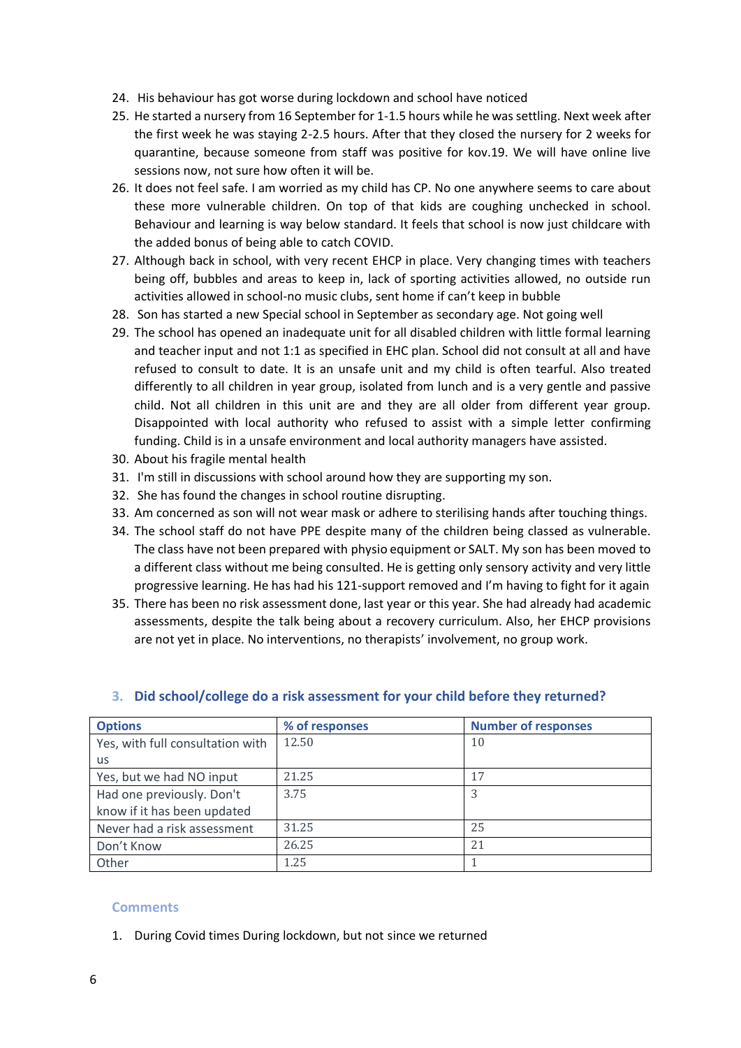24. His behaviour has got worse during lockdown and school have noticed
25. He started a nursery from 16 September for 1-1.5 hours while he was settling. Next week after the first week he was staying 2-2.5 hours. After that they closed the nursery for 2 weeks for quarantine, because someone from staff was positive for kov.19. We will have online live sessions now, not sure how often it will be.
26. It does not feel safe. I am worried as my child has CP. No one anywhere seems to care about these more vulnerable children. On top of that kids are coughing unchecked in school. Behaviour and learning is way below standard. It feels that school is now just childcare with the added bonus of being able to catch COVID.
27. Although back in school, with very recent EHCP in place. Very changing times with teachers being off, bubbles and areas to keep in, lack of sporting activities allowed, no outside run activities allowed in school-no music clubs, sent home if can't keep in bubble
28. Son has started a new Special school in September as secondary age. Not going well
29. The school has opened an inadequate unit for all disabled children with little formal learning and teacher input and not 1:1 as specified in EHC plan. School did not consult at all and have refused to consult to date. It is an unsafe unit and my child is often tearful. Also treated differently to all children in year group, isolated from lunch and is a very gentle and passive child. Not all children in this unit are and they are all older from different year group. Disappointed with local authority who refused to assist with a simple letter confirming funding. Child is in a unsafe environment and local authority managers have assisted.
30. About his fragile mental health
31. I'm still in discussions with school around how they are supporting my son.
32. She has found the changes in school routine disrupting.
33. Am concerned as son will not wear mask or adhere to sterilising hands after touching things.
34. The school staff do not have PPE despite many of the children being classed as vulnerable. The class have not been prepared with physio equipment or SALT. My son has been moved to a different class without me being consulted. He is getting only sensory activity and very little progressive learning. He has had his 121-support removed and I'm having to fight for it again
35. There has been no risk assessment done, last year or this year. She had already had academic assessments, despite the talk being about a recovery curriculum. Also, her EHCP provisions are not yet in place. No interventions, no therapists' involvement, no group work.

## 3. Did school/college do a risk assessment for your child before they returned?

| Options | % of responses | Number of responses |
|---|---|---|
| Yes, with full consultation with us | 12.50 | 10 |
| Yes, but we had NO input | 21.25 | 17 |
| Had one previously. Don't know if it has been updated | 3.75 | 3 |
| Never had a risk assessment | 31.25 | 25 |
| Don't Know | 26.25 | 21 |
| Other | 1.25 | 1 |

### Comments

1. During Covid times During lockdown, but not since we returned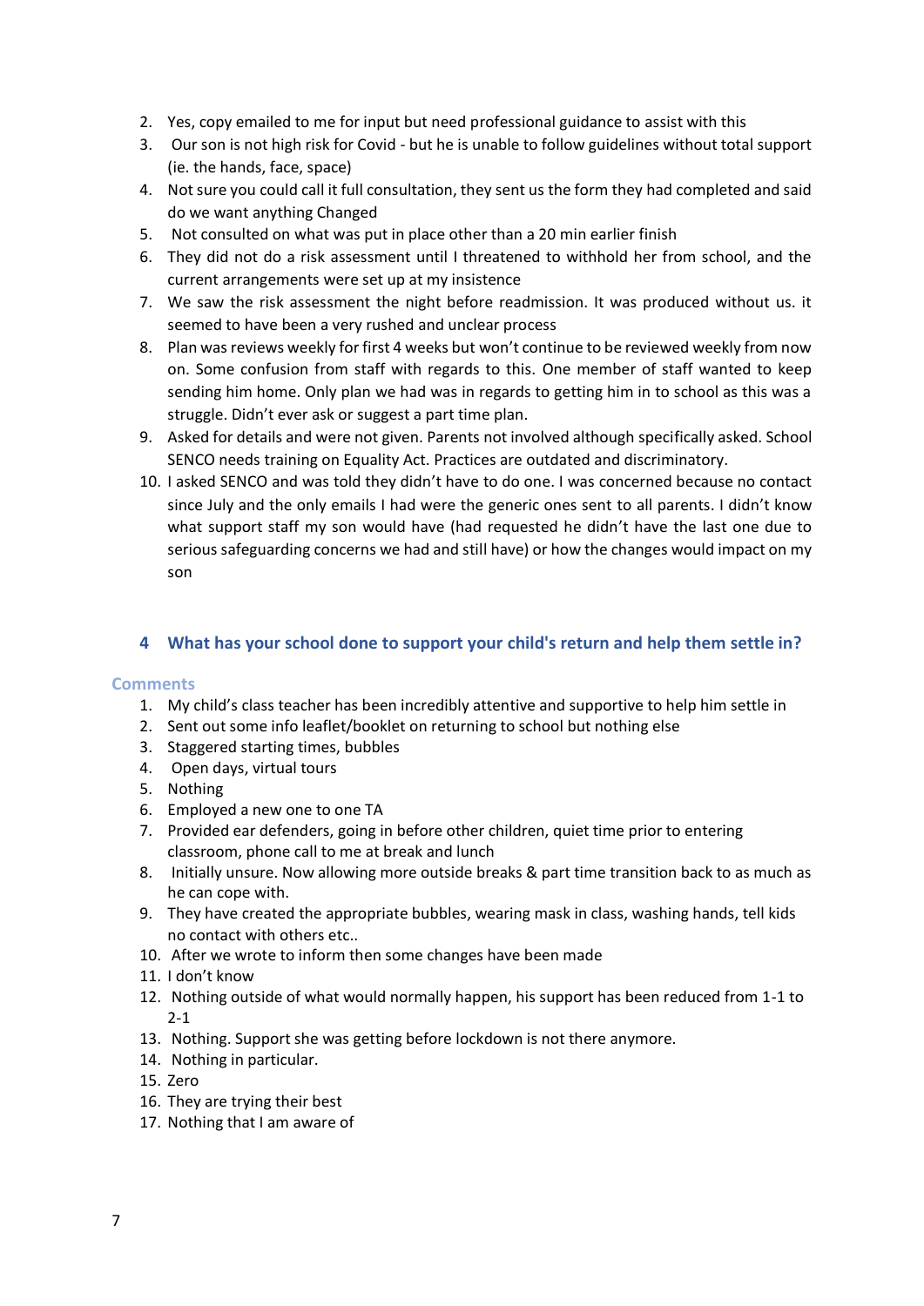2. Yes, copy emailed to me for input but need professional guidance to assist with this
3. Our son is not high risk for Covid - but he is unable to follow guidelines without total support (ie. the hands, face, space)
4. Not sure you could call it full consultation, they sent us the form they had completed and said do we want anything Changed
5. Not consulted on what was put in place other than a 20 min earlier finish
6. They did not do a risk assessment until I threatened to withhold her from school, and the current arrangements were set up at my insistence
7. We saw the risk assessment the night before readmission. It was produced without us. it seemed to have been a very rushed and unclear process
8. Plan was reviews weekly for first 4 weeks but won't continue to be reviewed weekly from now on. Some confusion from staff with regards to this. One member of staff wanted to keep sending him home. Only plan we had was in regards to getting him in to school as this was a struggle. Didn't ever ask or suggest a part time plan.
9. Asked for details and were not given. Parents not involved although specifically asked. School SENCO needs training on Equality Act. Practices are outdated and discriminatory.
10. I asked SENCO and was told they didn't have to do one. I was concerned because no contact since July and the only emails I had were the generic ones sent to all parents. I didn't know what support staff my son would have (had requested he didn't have the last one due to serious safeguarding concerns we had and still have) or how the changes would impact on my son

## 4 What has your school done to support your child's return and help them settle in?

### Comments

1. My child's class teacher has been incredibly attentive and supportive to help him settle in
2. Sent out some info leaflet/booklet on returning to school but nothing else
3. Staggered starting times, bubbles
4. Open days, virtual tours
5. Nothing
6. Employed a new one to one TA
7. Provided ear defenders, going in before other children, quiet time prior to entering classroom, phone call to me at break and lunch
8. Initially unsure. Now allowing more outside breaks & part time transition back to as much as he can cope with.
9. They have created the appropriate bubbles, wearing mask in class, washing hands, tell kids no contact with others etc..
10. After we wrote to inform then some changes have been made
11. I don't know
12. Nothing outside of what would normally happen, his support has been reduced from 1-1 to 2-1
13. Nothing. Support she was getting before lockdown is not there anymore.
14. Nothing in particular.
15. Zero
16. They are trying their best
17. Nothing that I am aware of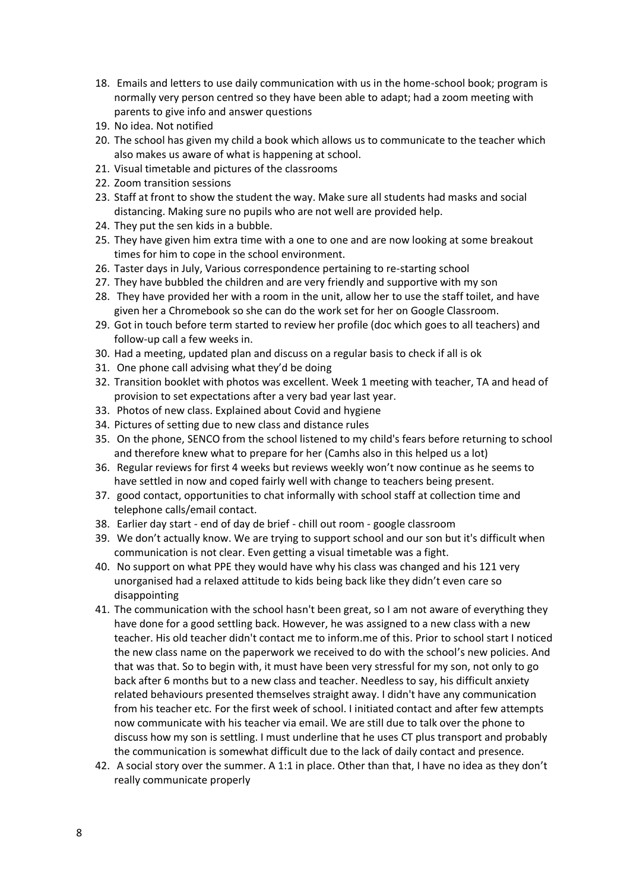18. Emails and letters to use daily communication with us in the home-school book; program is normally very person centred so they have been able to adapt; had a zoom meeting with parents to give info and answer questions
19. No idea. Not notified
20. The school has given my child a book which allows us to communicate to the teacher which also makes us aware of what is happening at school.
21. Visual timetable and pictures of the classrooms
22. Zoom transition sessions
23. Staff at front to show the student the way. Make sure all students had masks and social distancing. Making sure no pupils who are not well are provided help.
24. They put the sen kids in a bubble.
25. They have given him extra time with a one to one and are now looking at some breakout times for him to cope in the school environment.
26. Taster days in July, Various correspondence pertaining to re-starting school
27. They have bubbled the children and are very friendly and supportive with my son
28. They have provided her with a room in the unit, allow her to use the staff toilet, and have given her a Chromebook so she can do the work set for her on Google Classroom.
29. Got in touch before term started to review her profile (doc which goes to all teachers) and follow-up call a few weeks in.
30. Had a meeting, updated plan and discuss on a regular basis to check if all is ok
31. One phone call advising what they'd be doing
32. Transition booklet with photos was excellent. Week 1 meeting with teacher, TA and head of provision to set expectations after a very bad year last year.
33. Photos of new class. Explained about Covid and hygiene
34. Pictures of setting due to new class and distance rules
35. On the phone, SENCO from the school listened to my child's fears before returning to school and therefore knew what to prepare for her (Camhs also in this helped us a lot)
36. Regular reviews for first 4 weeks but reviews weekly won't now continue as he seems to have settled in now and coped fairly well with change to teachers being present.
37. good contact, opportunities to chat informally with school staff at collection time and telephone calls/email contact.
38. Earlier day start - end of day de brief - chill out room - google classroom
39. We don't actually know. We are trying to support school and our son but it's difficult when communication is not clear. Even getting a visual timetable was a fight.
40. No support on what PPE they would have why his class was changed and his 121 very unorganised had a relaxed attitude to kids being back like they didn't even care so disappointing
41. The communication with the school hasn't been great, so I am not aware of everything they have done for a good settling back. However, he was assigned to a new class with a new teacher. His old teacher didn't contact me to inform.me of this. Prior to school start I noticed the new class name on the paperwork we received to do with the school's new policies. And that was that. So to begin with, it must have been very stressful for my son, not only to go back after 6 months but to a new class and teacher. Needless to say, his difficult anxiety related behaviours presented themselves straight away. I didn't have any communication from his teacher etc. For the first week of school. I initiated contact and after few attempts now communicate with his teacher via email. We are still due to talk over the phone to discuss how my son is settling. I must underline that he uses CT plus transport and probably the communication is somewhat difficult due to the lack of daily contact and presence.
42. A social story over the summer. A 1:1 in place. Other than that, I have no idea as they don't really communicate properly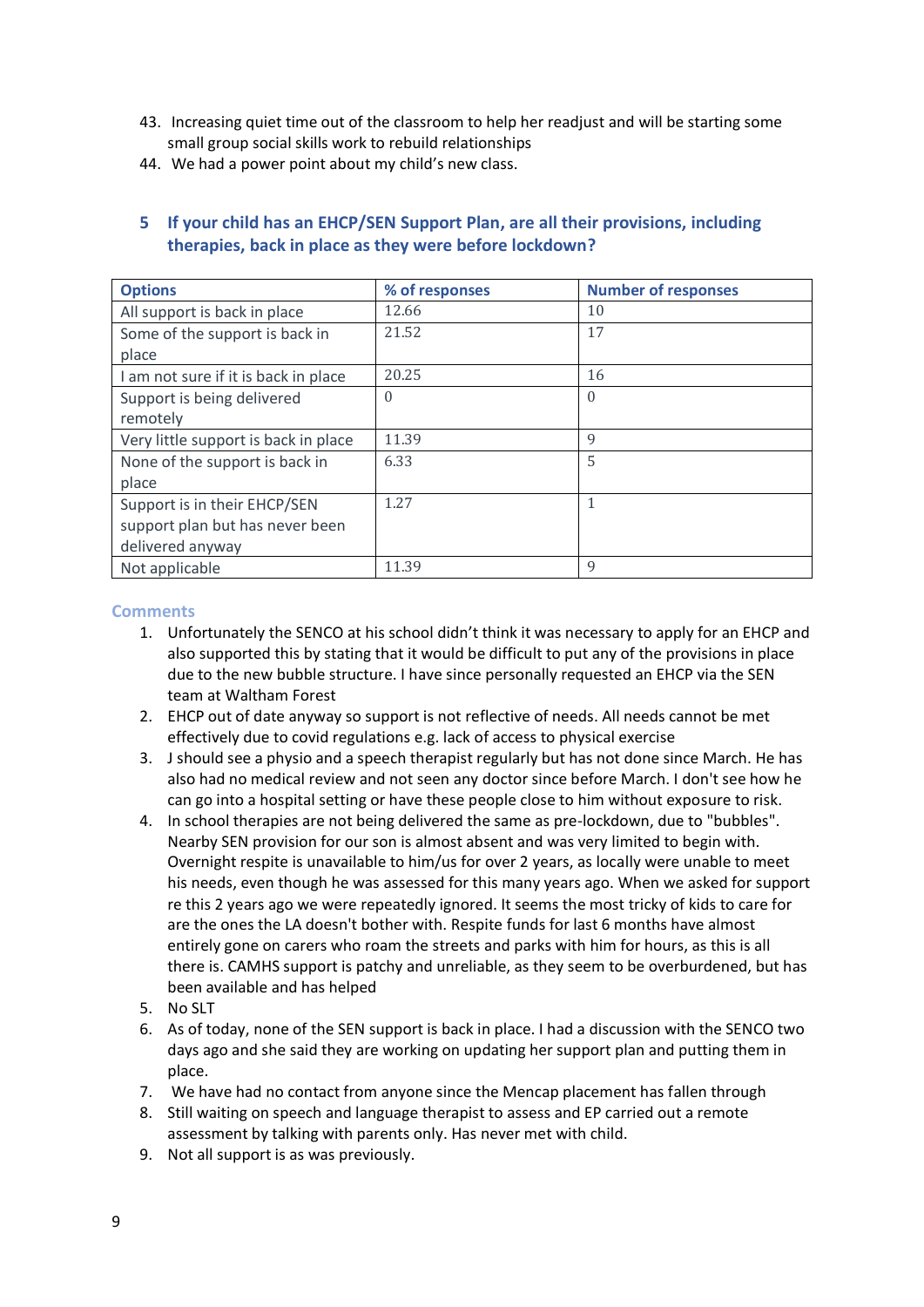43. Increasing quiet time out of the classroom to help her readjust and will be starting some small group social skills work to rebuild relationships
44. We had a power point about my child's new class.

## 5 If your child has an EHCP/SEN Support Plan, are all their provisions, including therapies, back in place as they were before lockdown?

| Options | % of responses | Number of responses |
|---|---|---|
| All support is back in place | 12.66 | 10 |
| Some of the support is back in place | 21.52 | 17 |
| I am not sure if it is back in place | 20.25 | 16 |
| Support is being delivered remotely | 0 | 0 |
| Very little support is back in place | 11.39 | 9 |
| None of the support is back in place | 6.33 | 5 |
| Support is in their EHCP/SEN support plan but has never been delivered anyway | 1.27 | 1 |
| Not applicable | 11.39 | 9 |

### Comments

1. Unfortunately the SENCO at his school didn't think it was necessary to apply for an EHCP and also supported this by stating that it would be difficult to put any of the provisions in place due to the new bubble structure. I have since personally requested an EHCP via the SEN team at Waltham Forest
2. EHCP out of date anyway so support is not reflective of needs. All needs cannot be met effectively due to covid regulations e.g. lack of access to physical exercise
3. J should see a physio and a speech therapist regularly but has not done since March. He has also had no medical review and not seen any doctor since before March. I don't see how he can go into a hospital setting or have these people close to him without exposure to risk.
4. In school therapies are not being delivered the same as pre-lockdown, due to "bubbles". Nearby SEN provision for our son is almost absent and was very limited to begin with. Overnight respite is unavailable to him/us for over 2 years, as locally were unable to meet his needs, even though he was assessed for this many years ago. When we asked for support re this 2 years ago we were repeatedly ignored. It seems the most tricky of kids to care for are the ones the LA doesn't bother with. Respite funds for last 6 months have almost entirely gone on carers who roam the streets and parks with him for hours, as this is all there is. CAMHS support is patchy and unreliable, as they seem to be overburdened, but has been available and has helped
5. No SLT
6. As of today, none of the SEN support is back in place. I had a discussion with the SENCO two days ago and she said they are working on updating her support plan and putting them in place.
7. We have had no contact from anyone since the Mencap placement has fallen through
8. Still waiting on speech and language therapist to assess and EP carried out a remote assessment by talking with parents only. Has never met with child.
9. Not all support is as was previously.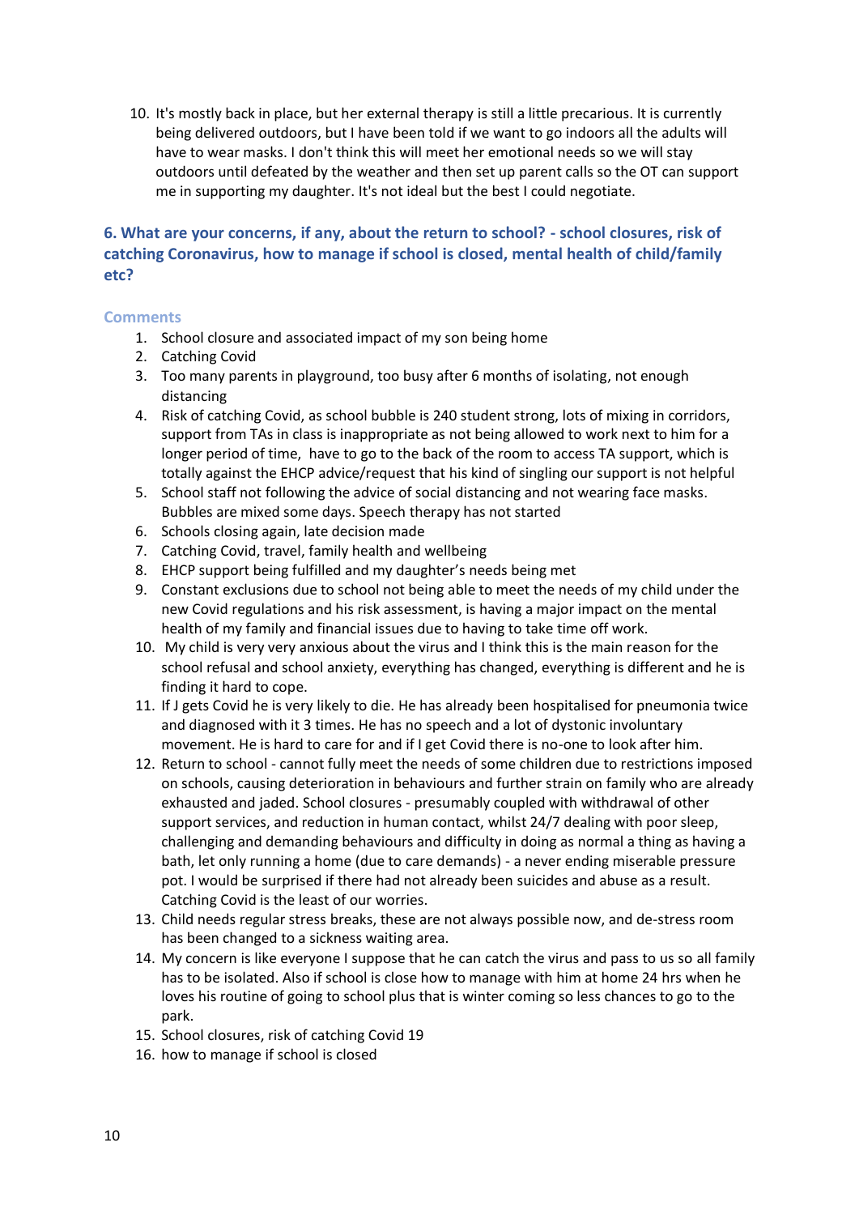10. It's mostly back in place, but her external therapy is still a little precarious. It is currently being delivered outdoors, but I have been told if we want to go indoors all the adults will have to wear masks. I don't think this will meet her emotional needs so we will stay outdoors until defeated by the weather and then set up parent calls so the OT can support me in supporting my daughter. It's not ideal but the best I could negotiate.

### 6. What are your concerns, if any, about the return to school? - school closures, risk of catching Coronavirus, how to manage if school is closed, mental health of child/family etc?

#### Comments

1. School closure and associated impact of my son being home
2. Catching Covid
3. Too many parents in playground, too busy after 6 months of isolating, not enough distancing
4. Risk of catching Covid, as school bubble is 240 student strong, lots of mixing in corridors, support from TAs in class is inappropriate as not being allowed to work next to him for a longer period of time, have to go to the back of the room to access TA support, which is totally against the EHCP advice/request that his kind of singling our support is not helpful
5. School staff not following the advice of social distancing and not wearing face masks. Bubbles are mixed some days. Speech therapy has not started
6. Schools closing again, late decision made
7. Catching Covid, travel, family health and wellbeing
8. EHCP support being fulfilled and my daughter's needs being met
9. Constant exclusions due to school not being able to meet the needs of my child under the new Covid regulations and his risk assessment, is having a major impact on the mental health of my family and financial issues due to having to take time off work.
10. My child is very very anxious about the virus and I think this is the main reason for the school refusal and school anxiety, everything has changed, everything is different and he is finding it hard to cope.
11. If J gets Covid he is very likely to die. He has already been hospitalised for pneumonia twice and diagnosed with it 3 times. He has no speech and a lot of dystonic involuntary movement. He is hard to care for and if I get Covid there is no-one to look after him.
12. Return to school - cannot fully meet the needs of some children due to restrictions imposed on schools, causing deterioration in behaviours and further strain on family who are already exhausted and jaded. School closures - presumably coupled with withdrawal of other support services, and reduction in human contact, whilst 24/7 dealing with poor sleep, challenging and demanding behaviours and difficulty in doing as normal a thing as having a bath, let only running a home (due to care demands) - a never ending miserable pressure pot. I would be surprised if there had not already been suicides and abuse as a result. Catching Covid is the least of our worries.
13. Child needs regular stress breaks, these are not always possible now, and de-stress room has been changed to a sickness waiting area.
14. My concern is like everyone I suppose that he can catch the virus and pass to us so all family has to be isolated. Also if school is close how to manage with him at home 24 hrs when he loves his routine of going to school plus that is winter coming so less chances to go to the park.
15. School closures, risk of catching Covid 19
16. how to manage if school is closed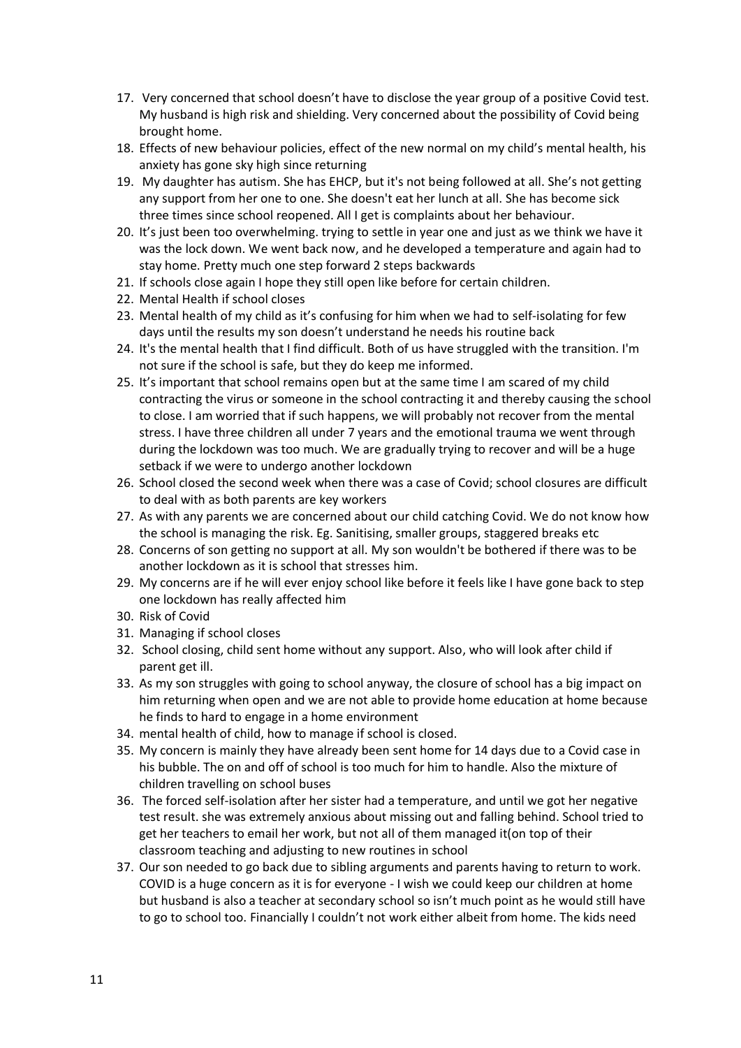17. Very concerned that school doesn't have to disclose the year group of a positive Covid test. My husband is high risk and shielding. Very concerned about the possibility of Covid being brought home.
18. Effects of new behaviour policies, effect of the new normal on my child's mental health, his anxiety has gone sky high since returning
19. My daughter has autism. She has EHCP, but it's not being followed at all. She's not getting any support from her one to one. She doesn't eat her lunch at all. She has become sick three times since school reopened. All I get is complaints about her behaviour.
20. It's just been too overwhelming. trying to settle in year one and just as we think we have it was the lock down. We went back now, and he developed a temperature and again had to stay home. Pretty much one step forward 2 steps backwards
21. If schools close again I hope they still open like before for certain children.
22. Mental Health if school closes
23. Mental health of my child as it's confusing for him when we had to self-isolating for few days until the results my son doesn't understand he needs his routine back
24. It's the mental health that I find difficult. Both of us have struggled with the transition. I'm not sure if the school is safe, but they do keep me informed.
25. It's important that school remains open but at the same time I am scared of my child contracting the virus or someone in the school contracting it and thereby causing the school to close. I am worried that if such happens, we will probably not recover from the mental stress. I have three children all under 7 years and the emotional trauma we went through during the lockdown was too much. We are gradually trying to recover and will be a huge setback if we were to undergo another lockdown
26. School closed the second week when there was a case of Covid; school closures are difficult to deal with as both parents are key workers
27. As with any parents we are concerned about our child catching Covid. We do not know how the school is managing the risk. Eg. Sanitising, smaller groups, staggered breaks etc
28. Concerns of son getting no support at all. My son wouldn't be bothered if there was to be another lockdown as it is school that stresses him.
29. My concerns are if he will ever enjoy school like before it feels like I have gone back to step one lockdown has really affected him
30. Risk of Covid
31. Managing if school closes
32. School closing, child sent home without any support. Also, who will look after child if parent get ill.
33. As my son struggles with going to school anyway, the closure of school has a big impact on him returning when open and we are not able to provide home education at home because he finds to hard to engage in a home environment
34. mental health of child, how to manage if school is closed.
35. My concern is mainly they have already been sent home for 14 days due to a Covid case in his bubble. The on and off of school is too much for him to handle. Also the mixture of children travelling on school buses
36. The forced self-isolation after her sister had a temperature, and until we got her negative test result. she was extremely anxious about missing out and falling behind. School tried to get her teachers to email her work, but not all of them managed it(on top of their classroom teaching and adjusting to new routines in school
37. Our son needed to go back due to sibling arguments and parents having to return to work. COVID is a huge concern as it is for everyone - I wish we could keep our children at home but husband is also a teacher at secondary school so isn't much point as he would still have to go to school too. Financially I couldn't not work either albeit from home. The kids need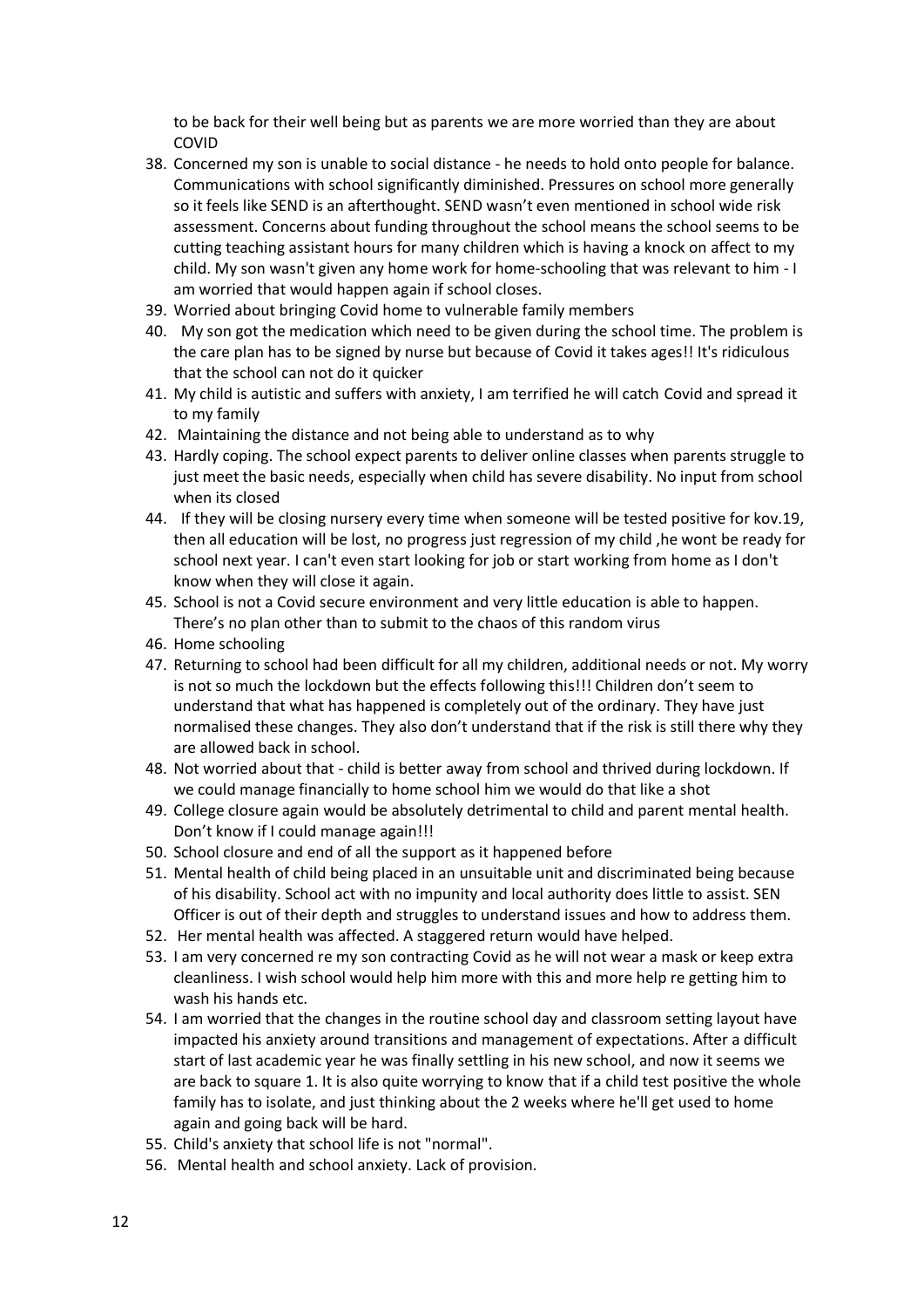to be back for their well being but as parents we are more worried than they are about COVID

38. Concerned my son is unable to social distance - he needs to hold onto people for balance. Communications with school significantly diminished. Pressures on school more generally so it feels like SEND is an afterthought. SEND wasn't even mentioned in school wide risk assessment. Concerns about funding throughout the school means the school seems to be cutting teaching assistant hours for many children which is having a knock on affect to my child. My son wasn't given any home work for home-schooling that was relevant to him - I am worried that would happen again if school closes.
39. Worried about bringing Covid home to vulnerable family members
40. My son got the medication which need to be given during the school time. The problem is the care plan has to be signed by nurse but because of Covid it takes ages!! It's ridiculous that the school can not do it quicker
41. My child is autistic and suffers with anxiety, I am terrified he will catch Covid and spread it to my family
42. Maintaining the distance and not being able to understand as to why
43. Hardly coping. The school expect parents to deliver online classes when parents struggle to just meet the basic needs, especially when child has severe disability. No input from school when its closed
44. If they will be closing nursery every time when someone will be tested positive for kov.19, then all education will be lost, no progress just regression of my child ,he wont be ready for school next year. I can't even start looking for job or start working from home as I don't know when they will close it again.
45. School is not a Covid secure environment and very little education is able to happen. There's no plan other than to submit to the chaos of this random virus
46. Home schooling
47. Returning to school had been difficult for all my children, additional needs or not. My worry is not so much the lockdown but the effects following this!!! Children don't seem to understand that what has happened is completely out of the ordinary. They have just normalised these changes. They also don't understand that if the risk is still there why they are allowed back in school.
48. Not worried about that - child is better away from school and thrived during lockdown. If we could manage financially to home school him we would do that like a shot
49. College closure again would be absolutely detrimental to child and parent mental health. Don't know if I could manage again!!!
50. School closure and end of all the support as it happened before
51. Mental health of child being placed in an unsuitable unit and discriminated being because of his disability. School act with no impunity and local authority does little to assist. SEN Officer is out of their depth and struggles to understand issues and how to address them.
52. Her mental health was affected. A staggered return would have helped.
53. I am very concerned re my son contracting Covid as he will not wear a mask or keep extra cleanliness. I wish school would help him more with this and more help re getting him to wash his hands etc.
54. I am worried that the changes in the routine school day and classroom setting layout have impacted his anxiety around transitions and management of expectations. After a difficult start of last academic year he was finally settling in his new school, and now it seems we are back to square 1. It is also quite worrying to know that if a child test positive the whole family has to isolate, and just thinking about the 2 weeks where he'll get used to home again and going back will be hard.
55. Child's anxiety that school life is not "normal".
56. Mental health and school anxiety. Lack of provision.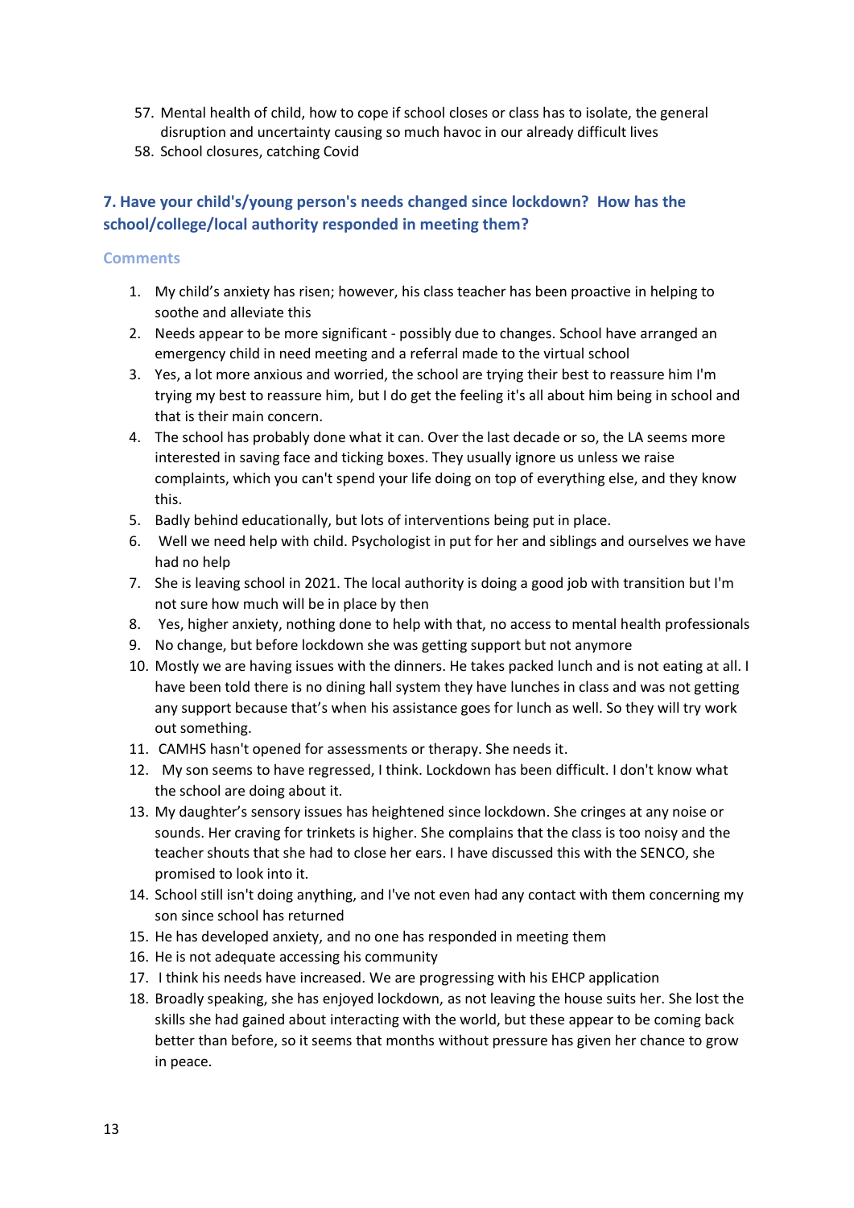57. Mental health of child, how to cope if school closes or class has to isolate, the general disruption and uncertainty causing so much havoc in our already difficult lives
58. School closures, catching Covid

### 7. Have your child's/young person's needs changed since lockdown? How has the school/college/local authority responded in meeting them?

**Comments**

1. My child's anxiety has risen; however, his class teacher has been proactive in helping to soothe and alleviate this
2. Needs appear to be more significant - possibly due to changes. School have arranged an emergency child in need meeting and a referral made to the virtual school
3. Yes, a lot more anxious and worried, the school are trying their best to reassure him I'm trying my best to reassure him, but I do get the feeling it's all about him being in school and that is their main concern.
4. The school has probably done what it can. Over the last decade or so, the LA seems more interested in saving face and ticking boxes. They usually ignore us unless we raise complaints, which you can't spend your life doing on top of everything else, and they know this.
5. Badly behind educationally, but lots of interventions being put in place.
6. Well we need help with child. Psychologist in put for her and siblings and ourselves we have had no help
7. She is leaving school in 2021. The local authority is doing a good job with transition but I'm not sure how much will be in place by then
8. Yes, higher anxiety, nothing done to help with that, no access to mental health professionals
9. No change, but before lockdown she was getting support but not anymore
10. Mostly we are having issues with the dinners. He takes packed lunch and is not eating at all. I have been told there is no dining hall system they have lunches in class and was not getting any support because that's when his assistance goes for lunch as well. So they will try work out something.
11. CAMHS hasn't opened for assessments or therapy. She needs it.
12. My son seems to have regressed, I think. Lockdown has been difficult. I don't know what the school are doing about it.
13. My daughter's sensory issues has heightened since lockdown. She cringes at any noise or sounds. Her craving for trinkets is higher. She complains that the class is too noisy and the teacher shouts that she had to close her ears. I have discussed this with the SENCO, she promised to look into it.
14. School still isn't doing anything, and I've not even had any contact with them concerning my son since school has returned
15. He has developed anxiety, and no one has responded in meeting them
16. He is not adequate accessing his community
17. I think his needs have increased. We are progressing with his EHCP application
18. Broadly speaking, she has enjoyed lockdown, as not leaving the house suits her. She lost the skills she had gained about interacting with the world, but these appear to be coming back better than before, so it seems that months without pressure has given her chance to grow in peace.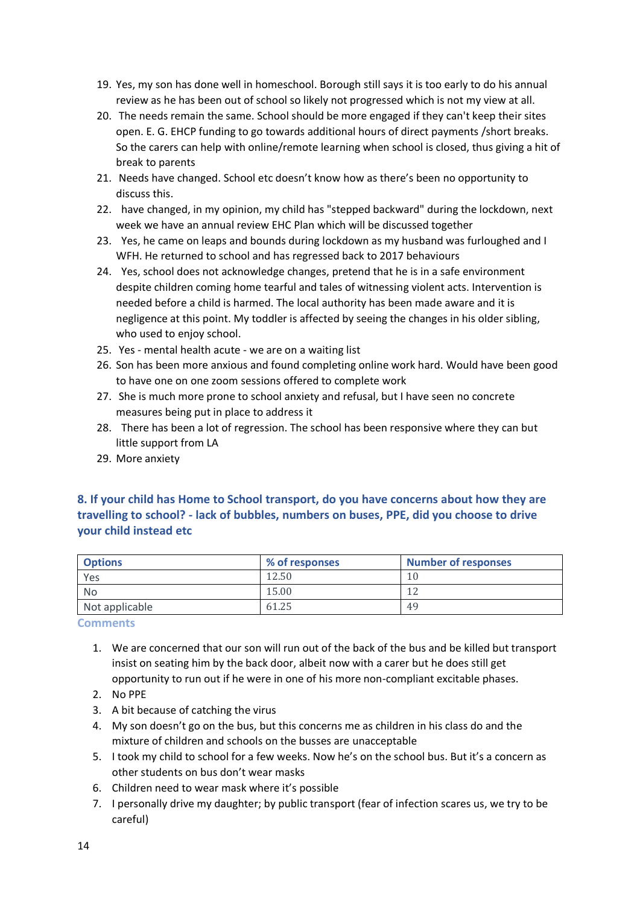19. Yes, my son has done well in homeschool. Borough still says it is too early to do his annual review as he has been out of school so likely not progressed which is not my view at all.
20. The needs remain the same. School should be more engaged if they can't keep their sites open. E. G. EHCP funding to go towards additional hours of direct payments /short breaks. So the carers can help with online/remote learning when school is closed, thus giving a hit of break to parents
21. Needs have changed. School etc doesn't know how as there's been no opportunity to discuss this.
22. have changed, in my opinion, my child has "stepped backward" during the lockdown, next week we have an annual review EHC Plan which will be discussed together
23. Yes, he came on leaps and bounds during lockdown as my husband was furloughed and I WFH. He returned to school and has regressed back to 2017 behaviours
24. Yes, school does not acknowledge changes, pretend that he is in a safe environment despite children coming home tearful and tales of witnessing violent acts. Intervention is needed before a child is harmed. The local authority has been made aware and it is negligence at this point. My toddler is affected by seeing the changes in his older sibling, who used to enjoy school.
25. Yes - mental health acute - we are on a waiting list
26. Son has been more anxious and found completing online work hard. Would have been good to have one on one zoom sessions offered to complete work
27. She is much more prone to school anxiety and refusal, but I have seen no concrete measures being put in place to address it
28. There has been a lot of regression. The school has been responsive where they can but little support from LA
29. More anxiety

### 8. If your child has Home to School transport, do you have concerns about how they are travelling to school? - lack of bubbles, numbers on buses, PPE, did you choose to drive your child instead etc

| Options | % of responses | Number of responses |
|---|---|---|
| Yes | 12.50 | 10 |
| No | 15.00 | 12 |
| Not applicable | 61.25 | 49 |

**Comments**

1. We are concerned that our son will run out of the back of the bus and be killed but transport insist on seating him by the back door, albeit now with a carer but he does still get opportunity to run out if he were in one of his more non-compliant excitable phases.
2. No PPE
3. A bit because of catching the virus
4. My son doesn't go on the bus, but this concerns me as children in his class do and the mixture of children and schools on the busses are unacceptable
5. I took my child to school for a few weeks. Now he's on the school bus. But it's a concern as other students on bus don't wear masks
6. Children need to wear mask where it's possible
7. I personally drive my daughter; by public transport (fear of infection scares us, we try to be careful)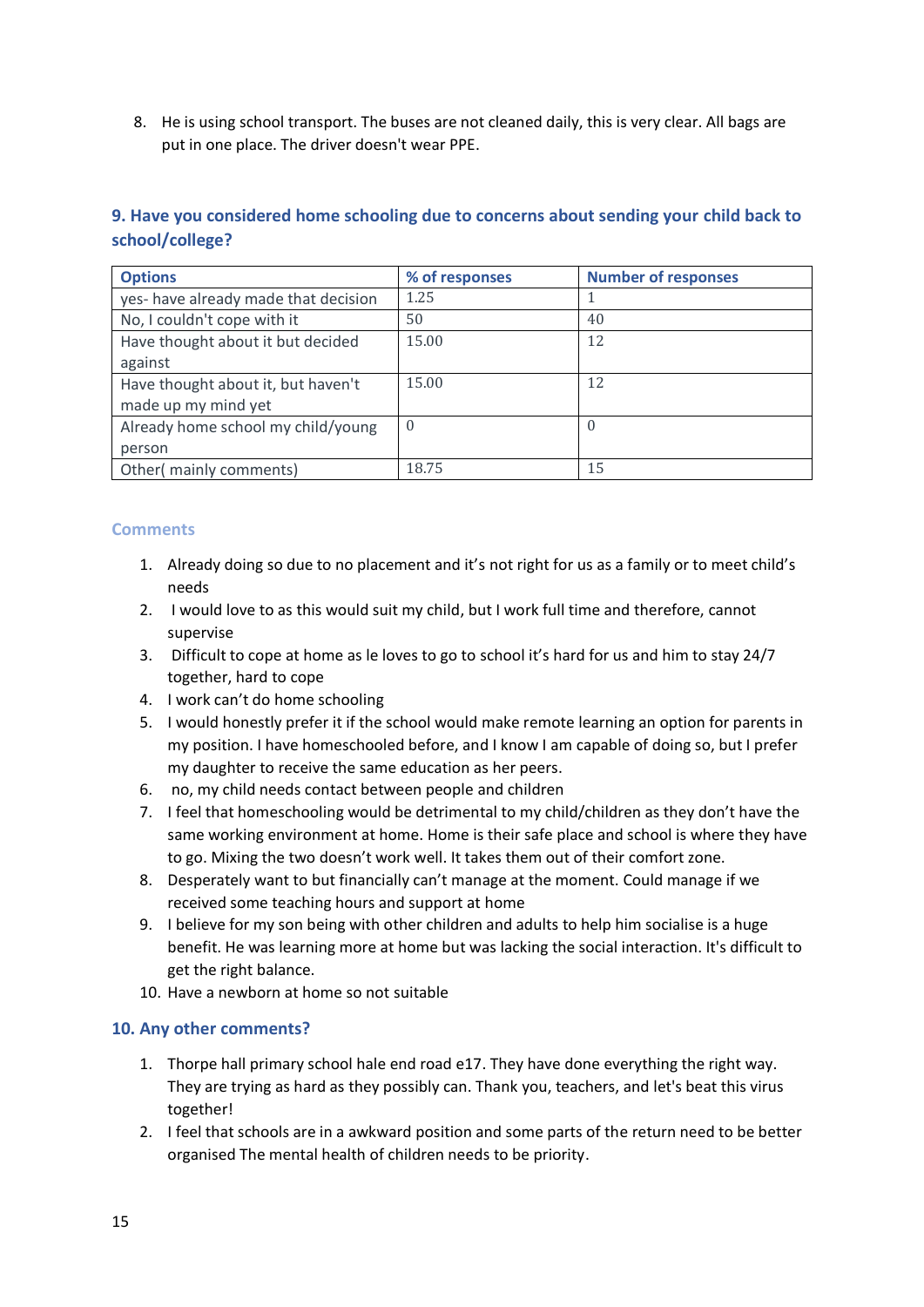8. He is using school transport. The buses are not cleaned daily, this is very clear. All bags are put in one place. The driver doesn't wear PPE.

## 9. Have you considered home schooling due to concerns about sending your child back to school/college?

| Options | % of responses | Number of responses |
|---|---|---|
| yes- have already made that decision | 1.25 | 1 |
| No, I couldn't cope with it | 50 | 40 |
| Have thought about it but decided against | 15.00 | 12 |
| Have thought about it, but haven't made up my mind yet | 15.00 | 12 |
| Already home school my child/young person | 0 | 0 |
| Other( mainly comments) | 18.75 | 15 |

### Comments

1. Already doing so due to no placement and it's not right for us as a family or to meet child's needs
2. I would love to as this would suit my child, but I work full time and therefore, cannot supervise
3. Difficult to cope at home as le loves to go to school it's hard for us and him to stay 24/7 together, hard to cope
4. I work can't do home schooling
5. I would honestly prefer it if the school would make remote learning an option for parents in my position. I have homeschooled before, and I know I am capable of doing so, but I prefer my daughter to receive the same education as her peers.
6. no, my child needs contact between people and children
7. I feel that homeschooling would be detrimental to my child/children as they don't have the same working environment at home. Home is their safe place and school is where they have to go. Mixing the two doesn't work well. It takes them out of their comfort zone.
8. Desperately want to but financially can't manage at the moment. Could manage if we received some teaching hours and support at home
9. I believe for my son being with other children and adults to help him socialise is a huge benefit. He was learning more at home but was lacking the social interaction. It's difficult to get the right balance.
10. Have a newborn at home so not suitable

## 10. Any other comments?

1. Thorpe hall primary school hale end road e17. They have done everything the right way. They are trying as hard as they possibly can. Thank you, teachers, and let's beat this virus together!
2. I feel that schools are in a awkward position and some parts of the return need to be better organised The mental health of children needs to be priority.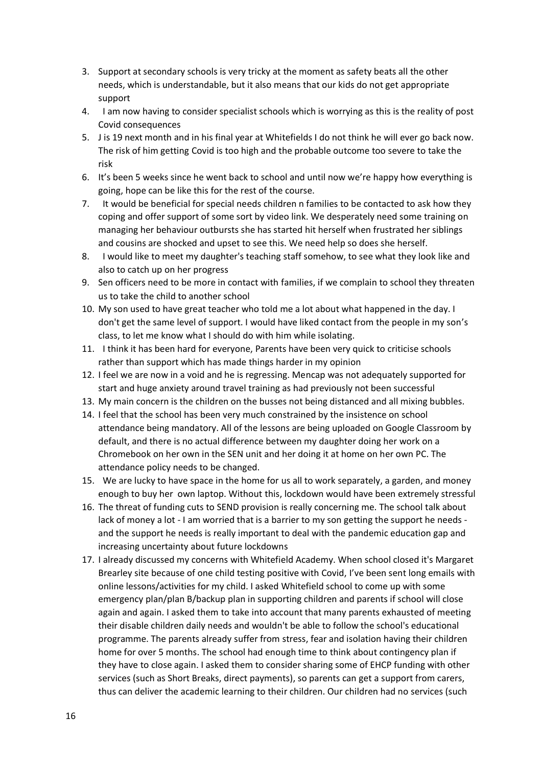3. Support at secondary schools is very tricky at the moment as safety beats all the other needs, which is understandable, but it also means that our kids do not get appropriate support
4. I am now having to consider specialist schools which is worrying as this is the reality of post Covid consequences
5. J is 19 next month and in his final year at Whitefields I do not think he will ever go back now. The risk of him getting Covid is too high and the probable outcome too severe to take the risk
6. It's been 5 weeks since he went back to school and until now we're happy how everything is going, hope can be like this for the rest of the course.
7. It would be beneficial for special needs children n families to be contacted to ask how they coping and offer support of some sort by video link. We desperately need some training on managing her behaviour outbursts she has started hit herself when frustrated her siblings and cousins are shocked and upset to see this. We need help so does she herself.
8. I would like to meet my daughter's teaching staff somehow, to see what they look like and also to catch up on her progress
9. Sen officers need to be more in contact with families, if we complain to school they threaten us to take the child to another school
10. My son used to have great teacher who told me a lot about what happened in the day. I don't get the same level of support. I would have liked contact from the people in my son's class, to let me know what I should do with him while isolating.
11. I think it has been hard for everyone, Parents have been very quick to criticise schools rather than support which has made things harder in my opinion
12. I feel we are now in a void and he is regressing. Mencap was not adequately supported for start and huge anxiety around travel training as had previously not been successful
13. My main concern is the children on the busses not being distanced and all mixing bubbles.
14. I feel that the school has been very much constrained by the insistence on school attendance being mandatory. All of the lessons are being uploaded on Google Classroom by default, and there is no actual difference between my daughter doing her work on a Chromebook on her own in the SEN unit and her doing it at home on her own PC. The attendance policy needs to be changed.
15. We are lucky to have space in the home for us all to work separately, a garden, and money enough to buy her own laptop. Without this, lockdown would have been extremely stressful
16. The threat of funding cuts to SEND provision is really concerning me. The school talk about lack of money a lot - I am worried that is a barrier to my son getting the support he needs - and the support he needs is really important to deal with the pandemic education gap and increasing uncertainty about future lockdowns
17. I already discussed my concerns with Whitefield Academy. When school closed it's Margaret Brearley site because of one child testing positive with Covid, I've been sent long emails with online lessons/activities for my child. I asked Whitefield school to come up with some emergency plan/plan B/backup plan in supporting children and parents if school will close again and again. I asked them to take into account that many parents exhausted of meeting their disable children daily needs and wouldn't be able to follow the school's educational programme. The parents already suffer from stress, fear and isolation having their children home for over 5 months. The school had enough time to think about contingency plan if they have to close again. I asked them to consider sharing some of EHCP funding with other services (such as Short Breaks, direct payments), so parents can get a support from carers, thus can deliver the academic learning to their children. Our children had no services (such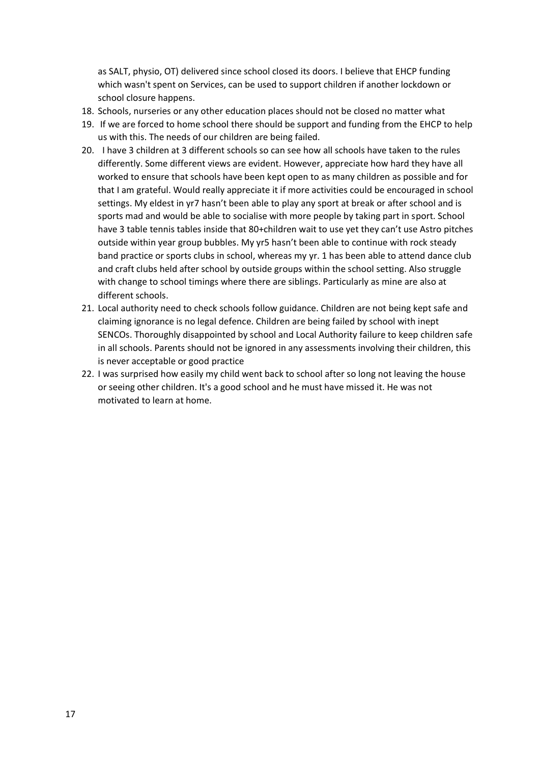as SALT, physio, OT) delivered since school closed its doors. I believe that EHCP funding which wasn't spent on Services, can be used to support children if another lockdown or school closure happens.

18. Schools, nurseries or any other education places should not be closed no matter what
19. If we are forced to home school there should be support and funding from the EHCP to help us with this. The needs of our children are being failed.
20. I have 3 children at 3 different schools so can see how all schools have taken to the rules differently. Some different views are evident. However, appreciate how hard they have all worked to ensure that schools have been kept open to as many children as possible and for that I am grateful. Would really appreciate it if more activities could be encouraged in school settings. My eldest in yr7 hasn't been able to play any sport at break or after school and is sports mad and would be able to socialise with more people by taking part in sport. School have 3 table tennis tables inside that 80+children wait to use yet they can't use Astro pitches outside within year group bubbles. My yr5 hasn't been able to continue with rock steady band practice or sports clubs in school, whereas my yr. 1 has been able to attend dance club and craft clubs held after school by outside groups within the school setting. Also struggle with change to school timings where there are siblings. Particularly as mine are also at different schools.
21. Local authority need to check schools follow guidance. Children are not being kept safe and claiming ignorance is no legal defence. Children are being failed by school with inept SENCOs. Thoroughly disappointed by school and Local Authority failure to keep children safe in all schools. Parents should not be ignored in any assessments involving their children, this is never acceptable or good practice
22. I was surprised how easily my child went back to school after so long not leaving the house or seeing other children. It's a good school and he must have missed it. He was not motivated to learn at home.